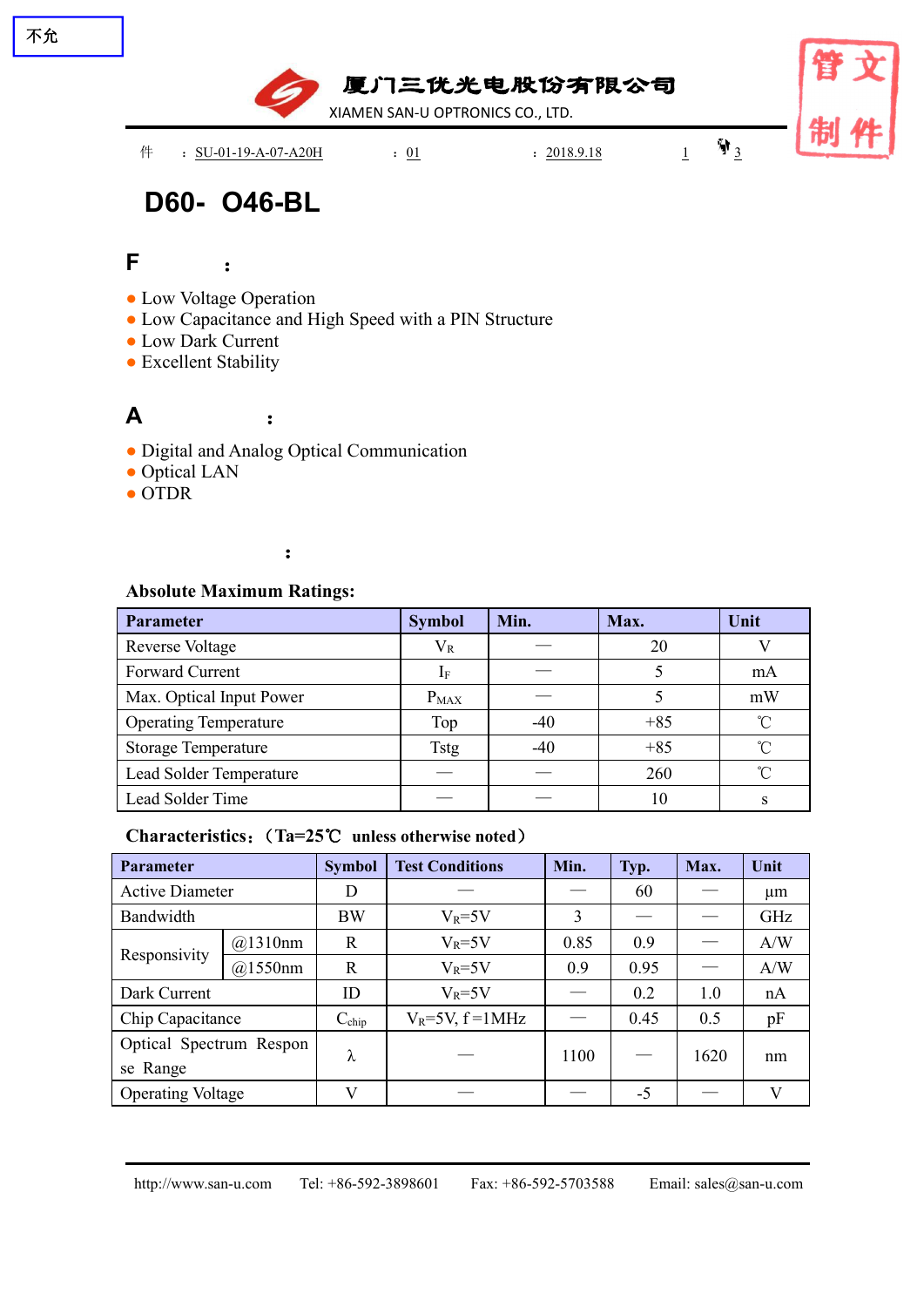不允

厦门三优光电股份有限公司

XIAMEN SAN-U OPTRONICS CO., LTD.

件 ： SU-01-19-A-07-A20H ： 01 ： 2018.9.18 1 3

管文制件

# D60- O46-BL

## F :

- Low Voltage Operation
- Low Capacitance and High Speed with a PIN Structure
- Low Dark Current
- Excellent Stability

## A :

- Digital and Analog Optical Communication
- Optical LAN
- OTDR

:

**Absolute Maximum Ratings:**

| Parameter | Symbol | Min. | Max. | Unit |
|---|---|---|---|---|
| Reverse Voltage | $V_R$ | — | 20 | V |
| Forward Current | $I_F$ | — | 5 | mA |
| Max. Optical Input Power | $P_{MAX}$ | — | 5 | mW |
| Operating Temperature | Top | -40 | +85 | ℃ |
| Storage Temperature | Tstg | -40 | +85 | ℃ |
| Lead Solder Temperature | — | — | 260 | ℃ |
| Lead Solder Time | — | — | 10 | s |

**Characteristics:（Ta=25℃ unless otherwise noted）**

| Parameter | | Symbol | Test Conditions | Min. | Typ. | Max. | Unit |
|---|---|---|---|---|---|---|---|
| Active Diameter | | D | — | — | 60 | — | μm |
| Bandwidth | | BW | $V_R$=5V | 3 | — | — | GHz |
| Responsivity | @1310nm | R | $V_R$=5V | 0.85 | 0.9 | — | A/W |
| | @1550nm | R | $V_R$=5V | 0.9 | 0.95 | — | A/W |
| Dark Current | | ID | $V_R$=5V | — | 0.2 | 1.0 | nA |
| Chip Capacitance | | $C_{chip}$ | $V_R$=5V, f =1MHz | — | 0.45 | 0.5 | pF |
| Optical Spectrum Response Range | | λ | — | 1100 | — | 1620 | nm |
| Operating Voltage | | V | — | — | -5 | — | V |

http://www.san-u.com Tel: +86-592-3898601 Fax: +86-592-5703588 Email: sales@san-u.com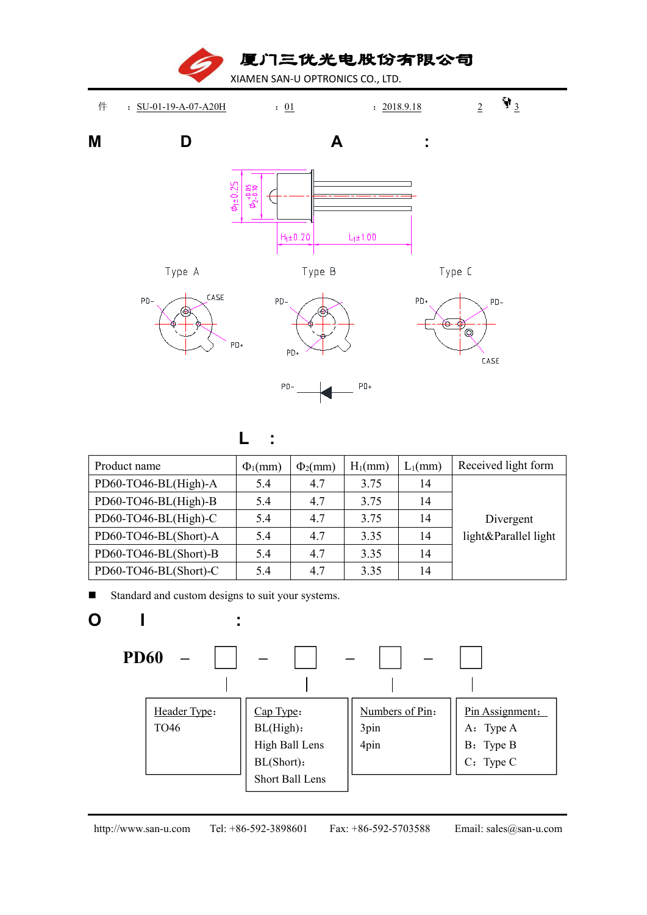件 : SU-01-19-A-07-A20H : 01 : 2018.9.18 2 3

## M D A :

$\Phi_1\pm0.25$ $\Phi_2{}^{+0.05}_{-0.10}$ $H_1\pm0.20$ $L_1\pm1.00$

Type A Type B Type C

PD- CASE PD+

PD- PD+

PD+ PD- CASE

PD- PD+

## L :

| Product name | $\Phi_1$(mm) | $\Phi_2$(mm) | $H_1$(mm) | $L_1$(mm) | Received light form |
|---|---|---|---|---|---|
| PD60-TO46-BL(High)-A | 5.4 | 4.7 | 3.75 | 14 | Divergent light&Parallel light |
| PD60-TO46-BL(High)-B | 5.4 | 4.7 | 3.75 | 14 | |
| PD60-TO46-BL(High)-C | 5.4 | 4.7 | 3.75 | 14 | |
| PD60-TO46-BL(Short)-A | 5.4 | 4.7 | 3.35 | 14 | |
| PD60-TO46-BL(Short)-B | 5.4 | 4.7 | 3.35 | 14 | |
| PD60-TO46-BL(Short)-C | 5.4 | 4.7 | 3.35 | 14 | |

■ Standard and custom designs to suit your systems.

## O I :

**PD60** – ☐ – ☐ – ☐ – ☐

| Header Type: | Cap Type: | Numbers of Pin: | Pin Assignment: |
|---|---|---|---|
| TO46 | BL(High): High Ball Lens<br>BL(Short): Short Ball Lens | 3pin<br>4pin | A: Type A<br>B: Type B<br>C: Type C |

http://www.san-u.com Tel: +86-592-3898601 Fax: +86-592-5703588 Email: sales@san-u.com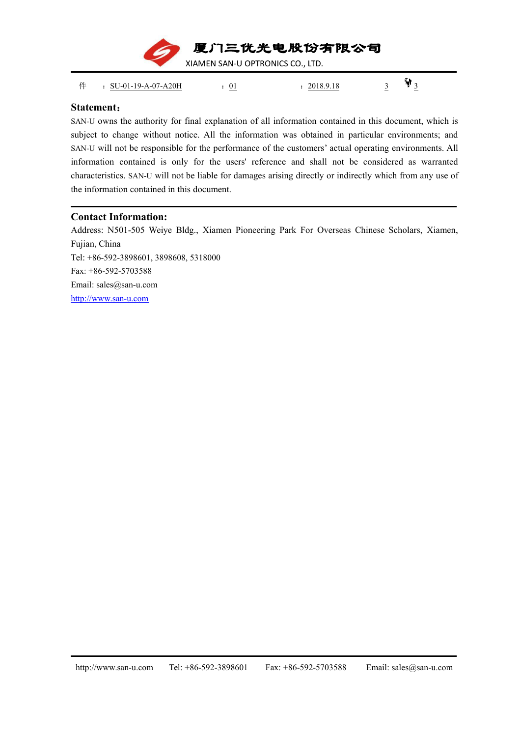## Statement:

SAN-U owns the authority for final explanation of all information contained in this document, which is subject to change without notice. All the information was obtained in particular environments; and SAN-U will not be responsible for the performance of the customers' actual operating environments. All information contained is only for the users' reference and shall not be considered as warranted characteristics. SAN-U will not be liable for damages arising directly or indirectly which from any use of the information contained in this document.

## Contact Information:

Address: N501-505 Weiye Bldg., Xiamen Pioneering Park For Overseas Chinese Scholars, Xiamen, Fujian, China

Tel: +86-592-3898601, 3898608, 5318000

Fax: +86-592-5703588

Email: sales@san-u.com

http://www.san-u.com